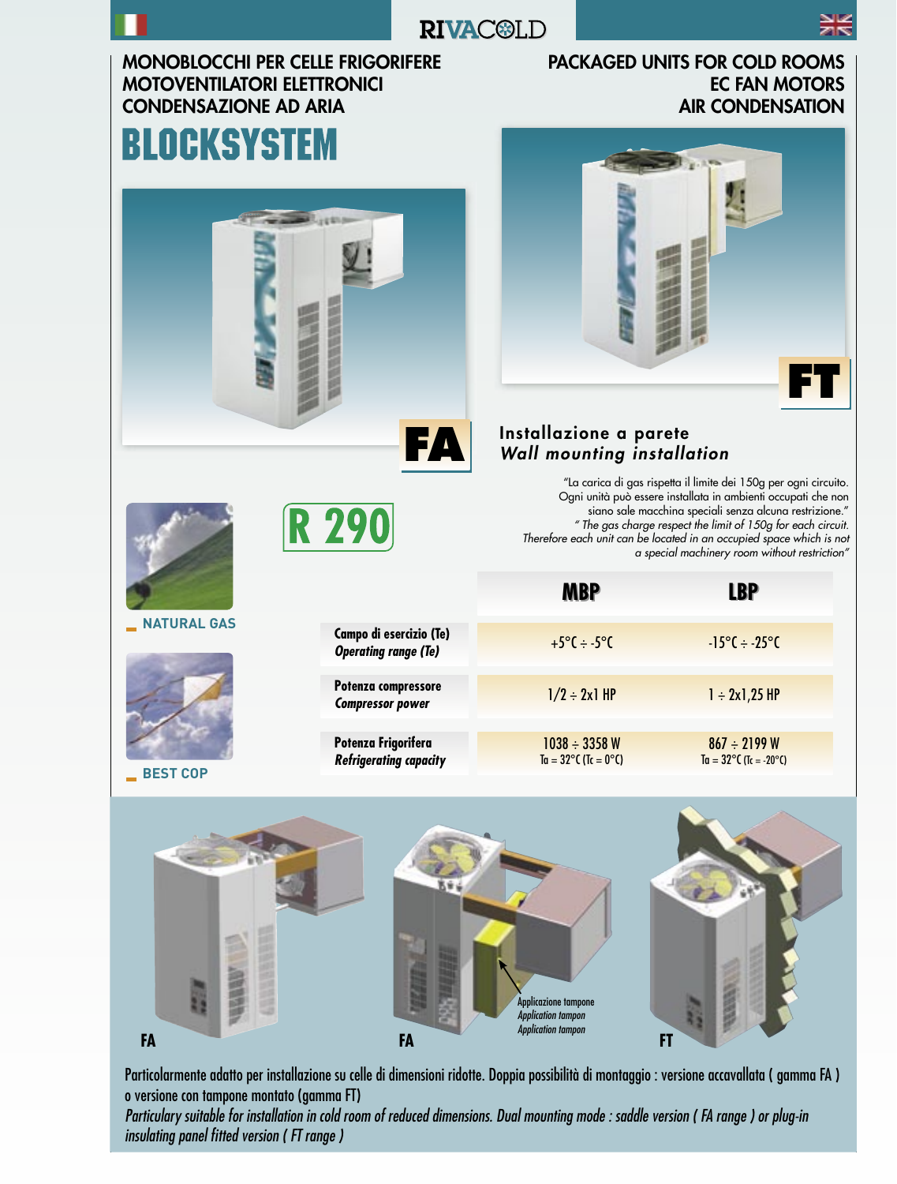# MONOBLOCCHI PER CELLE FRIGORIFERE
# MOTOVENTILATORI ELETTRONICI
# CONDENSAZIONE AD ARIA

# PACKAGED UNITS FOR COLD ROOMS
# EC FAN MOTORS
# AIR CONDENSATION

# BLOCKSYSTEM

FA

FT

**Installazione a parete**
***Wall mounting installation***

"La carica di gas rispetta il limite dei 150g per ogni circuito. Ogni unità può essere installata in ambienti occupati che non siano sale macchina speciali senza alcuna restrizione."
*" The gas charge respect the limit of 150g for each circuit. Therefore each unit can be located in an occupied space which is not a special machinery room without restriction"*

**R 290**

NATURAL GAS

BEST COP

| | MBP | LBP |
|---|---|---|
| **Campo di esercizio (Te)** ***Operating range (Te)*** | +5°C ÷ -5°C | -15°C ÷ -25°C |
| **Potenza compressore** ***Compressor power*** | 1/2 ÷ 2x1 HP | 1 ÷ 2x1,25 HP |
| **Potenza Frigorifera** ***Refrigerating capacity*** | 1038 ÷ 3358 W Ta = 32°C (Tc = 0°C) | 867 ÷ 2199 W Ta = 32°C (Tc = -20°C) |

FA — FA — FT

Applicazione tampone
*Application tampon*
*Application tampon*

Particolarmente adatto per installazione su celle di dimensioni ridotte. Doppia possibilità di montaggio : versione accavallata ( gamma FA ) o versione con tampone montato (gamma FT)

*Particulary suitable for installation in cold room of reduced dimensions. Dual mounting mode : saddle version ( FA range ) or plug-in insulating panel fitted version ( FT range )*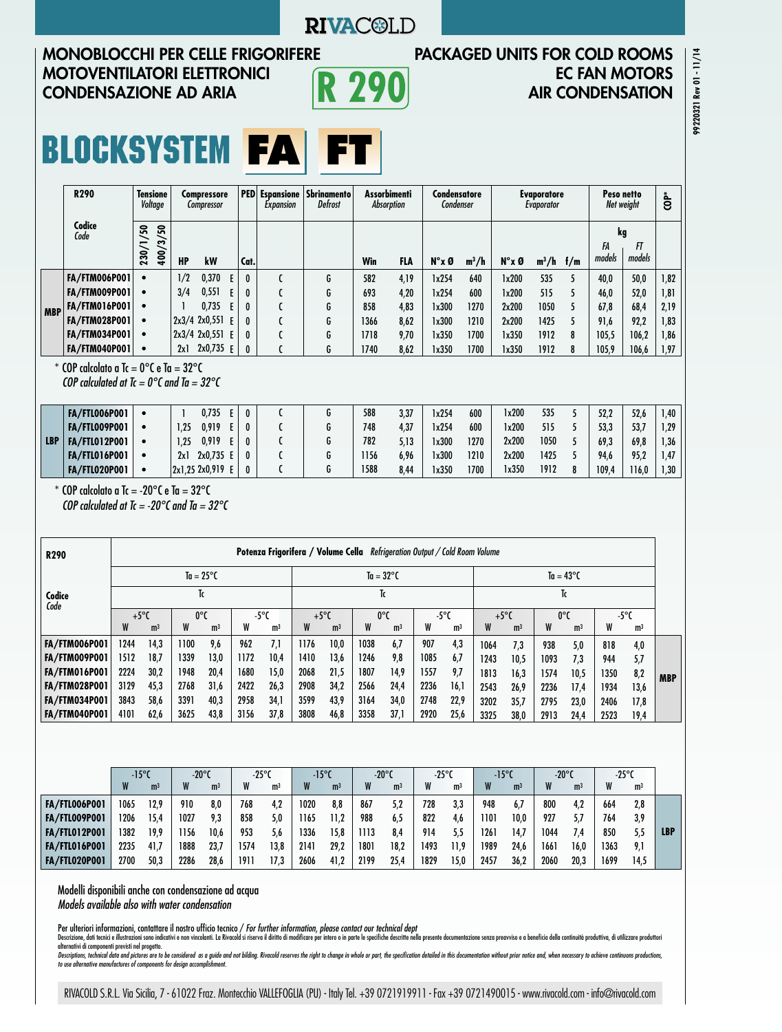RIVACOLD

# MONOBLOCCHI PER CELLE FRIGORIFERE MOTOVENTILATORI ELETTRONICI CONDENSAZIONE AD ARIA

# PACKAGED UNITS FOR COLD ROOMS EC FAN MOTORS AIR CONDENSATION

R 290

# BLOCKSYSTEM FA FT

| | R290 Codice *Code* | Tensione *Voltage* 230/1/50 | 400/3/50 | Compressore *Compressor* HP | kW | | PED Cat. | Espansione *Expansion* | Sbrinamento *Defrost* | Assorbimenti *Absorption* Win | FLA | Condensatore *Condenser* N°x Ø | m³/h | Evaporatore *Evaporator* N°x Ø | m³/h | f/m | Peso netto *Net weight* kg FA models | FT models | COP* |
|---|---|---|---|---|---|---|---|---|---|---|---|---|---|---|---|---|---|---|---|
| MBP | FA/FTM006P001 | • | | 1/2 | 0,370 | E | 0 | C | G | 582 | 4,19 | 1x254 | 640 | 1x200 | 535 | 5 | 40,0 | 50,0 | 1,82 |
| | FA/FTM009P001 | • | | 3/4 | 0,551 | E | 0 | C | G | 693 | 4,20 | 1x254 | 600 | 1x200 | 515 | 5 | 46,0 | 52,0 | 1,81 |
| | FA/FTM016P001 | • | | 1 | 0,735 | E | 0 | C | G | 858 | 4,83 | 1x300 | 1270 | 2x200 | 1050 | 5 | 67,8 | 68,4 | 2,19 |
| | FA/FTM028P001 | • | | 2x3/4 | 2x0,551 | E | 0 | C | G | 1366 | 8,62 | 1x300 | 1210 | 2x200 | 1425 | 5 | 91,6 | 92,2 | 1,83 |
| | FA/FTM034P001 | • | | 2x3/4 | 2x0,551 | E | 0 | C | G | 1718 | 9,70 | 1x350 | 1700 | 1x350 | 1912 | 8 | 105,5 | 106,2 | 1,86 |
| | FA/FTM040P001 | • | | 2x1 | 2x0,735 | E | 0 | C | G | 1740 | 8,62 | 1x350 | 1700 | 1x350 | 1912 | 8 | 105,9 | 106,6 | 1,97 |

\* COP calcolato a Tc = 0°C e Ta = 32°C
*COP calculated at Tc = 0°C and Ta = 32°C*

| | Codice | 230/1/50 | 400/3/50 | HP | kW | | Cat. | Espansione | Sbrinamento | Win | FLA | N°x Ø | m³/h | N°x Ø | m³/h | f/m | FA models | FT models | COP* |
|---|---|---|---|---|---|---|---|---|---|---|---|---|---|---|---|---|---|---|---|
| LBP | FA/FTL006P001 | • | | 1 | 0,735 | E | 0 | C | G | 588 | 3,37 | 1x254 | 600 | 1x200 | 535 | 5 | 52,2 | 52,6 | 1,40 |
| | FA/FTL009P001 | • | | 1,25 | 0,919 | E | 0 | C | G | 748 | 4,37 | 1x254 | 600 | 1x200 | 515 | 5 | 53,3 | 53,7 | 1,29 |
| | FA/FTL012P001 | • | | 1,25 | 0,919 | E | 0 | C | G | 782 | 5,13 | 1x300 | 1270 | 2x200 | 1050 | 5 | 69,3 | 69,8 | 1,36 |
| | FA/FTL016P001 | • | | 2x1 | 2x0,735 | E | 0 | C | G | 1156 | 6,96 | 1x300 | 1210 | 2x200 | 1425 | 5 | 94,6 | 95,2 | 1,47 |
| | FA/FTL020P001 | • | | 2x1,25 | 2x0,919 | E | 0 | C | G | 1588 | 8,44 | 1x350 | 1700 | 1x350 | 1912 | 8 | 109,4 | 116,0 | 1,30 |

\* COP calcolato a Tc = -20°C e Ta = 32°C
*COP calculated at Tc = -20°C and Ta = 32°C*

| R290 | Potenza Frigorifera / Volume Cella *Refrigeration Output / Cold Room Volume* | | | | | | | | | | | | | | | | | | |
|---|---|---|---|---|---|---|---|---|---|---|---|---|---|---|---|---|---|---|---|
| | Ta = 25°C | | | | | | Ta = 32°C | | | | | | Ta = 43°C | | | | | | |
| Codice *Code* | Tc +5°C | | 0°C | | -5°C | | +5°C | | 0°C | | -5°C | | +5°C | | 0°C | | -5°C | | |
| | W | m³ | W | m³ | W | m³ | W | m³ | W | m³ | W | m³ | W | m³ | W | m³ | W | m³ | |
| FA/FTM006P001 | 1244 | 14,3 | 1100 | 9,6 | 962 | 7,1 | 1176 | 10,0 | 1038 | 6,7 | 907 | 4,3 | 1064 | 7,3 | 938 | 5,0 | 818 | 4,0 | MBP |
| FA/FTM009P001 | 1512 | 18,7 | 1339 | 13,0 | 1172 | 10,4 | 1410 | 13,6 | 1246 | 9,8 | 1085 | 6,7 | 1243 | 10,5 | 1093 | 7,3 | 944 | 5,7 | |
| FA/FTM016P001 | 2224 | 30,2 | 1948 | 20,4 | 1680 | 15,0 | 2068 | 21,5 | 1807 | 14,9 | 1557 | 9,7 | 1813 | 16,3 | 1574 | 10,5 | 1350 | 8,2 | |
| FA/FTM028P001 | 3129 | 45,3 | 2768 | 31,6 | 2422 | 26,3 | 2908 | 34,2 | 2566 | 24,4 | 2236 | 16,1 | 2543 | 26,9 | 2236 | 17,4 | 1934 | 13,6 | |
| FA/FTM034P001 | 3843 | 58,6 | 3391 | 40,3 | 2958 | 34,1 | 3599 | 43,9 | 3164 | 34,0 | 2748 | 22,9 | 3202 | 35,7 | 2795 | 23,0 | 2406 | 17,8 | |
| FA/FTM040P001 | 4101 | 62,6 | 3625 | 43,8 | 3156 | 37,8 | 3808 | 46,8 | 3358 | 37,1 | 2920 | 25,6 | 3325 | 38,0 | 2913 | 24,4 | 2523 | 19,4 | |

| | -15°C | | -20°C | | -25°C | | -15°C | | -20°C | | -25°C | | -15°C | | -20°C | | -25°C | | |
|---|---|---|---|---|---|---|---|---|---|---|---|---|---|---|---|---|---|---|---|
| | W | m³ | W | m³ | W | m³ | W | m³ | W | m³ | W | m³ | W | m³ | W | m³ | W | m³ | |
| FA/FTL006P001 | 1065 | 12,9 | 910 | 8,0 | 768 | 4,2 | 1020 | 8,8 | 867 | 5,2 | 728 | 3,3 | 948 | 6,7 | 800 | 4,2 | 664 | 2,8 | LBP |
| FA/FTL009P001 | 1206 | 15,4 | 1027 | 9,3 | 858 | 5,0 | 1165 | 11,2 | 988 | 6,5 | 822 | 4,6 | 1101 | 10,0 | 927 | 5,7 | 764 | 3,9 | |
| FA/FTL012P001 | 1382 | 19,9 | 1156 | 10,6 | 953 | 5,6 | 1336 | 15,8 | 1113 | 8,4 | 914 | 5,5 | 1261 | 14,7 | 1044 | 7,4 | 850 | 5,5 | |
| FA/FTL016P001 | 2235 | 41,7 | 1888 | 23,7 | 1574 | 13,8 | 2141 | 29,2 | 1801 | 18,2 | 1493 | 11,9 | 1989 | 24,6 | 1661 | 16,0 | 1363 | 9,1 | |
| FA/FTL020P001 | 2700 | 50,3 | 2286 | 28,6 | 1911 | 17,3 | 2606 | 41,2 | 2199 | 25,4 | 1829 | 15,0 | 2457 | 36,2 | 2060 | 20,3 | 1699 | 14,5 | |

Modelli disponibili anche con condensazione ad acqua
*Models available also with water condensation*

Per ulteriori informazioni, contattare il nostro ufficio tecnico / *For further information, please contact our technical dept*

Descrizione, dati tecnici e illustrazioni sono indicativi e non vincolanti. La Rivacold si riserva il diritto di modificare per intero o in parte le specifiche descritte nella presente documentazione senza preavviso e a beneficio della continuità produttiva, di utilizzare produttori alternativi di componenti previsti nel progetto.

*Descriptions, technical data and pictures are to be considered as a guide and not bilding. Rivacold reserves the right to change in whole or part, the specification detailed in this documentation without prior notice and, when necessary to achieve continuous productions, to use alternative manufactures of components for design accomplishment.*

RIVACOLD S.R.L. Via Sicilia, 7 - 61022 Fraz. Montecchio VALLEFOGLIA (PU) - Italy Tel. +39 0721919911 - Fax +39 0721490015 - www.rivacold.com - info@rivacold.com

99220321 Rev 01 - 11/14